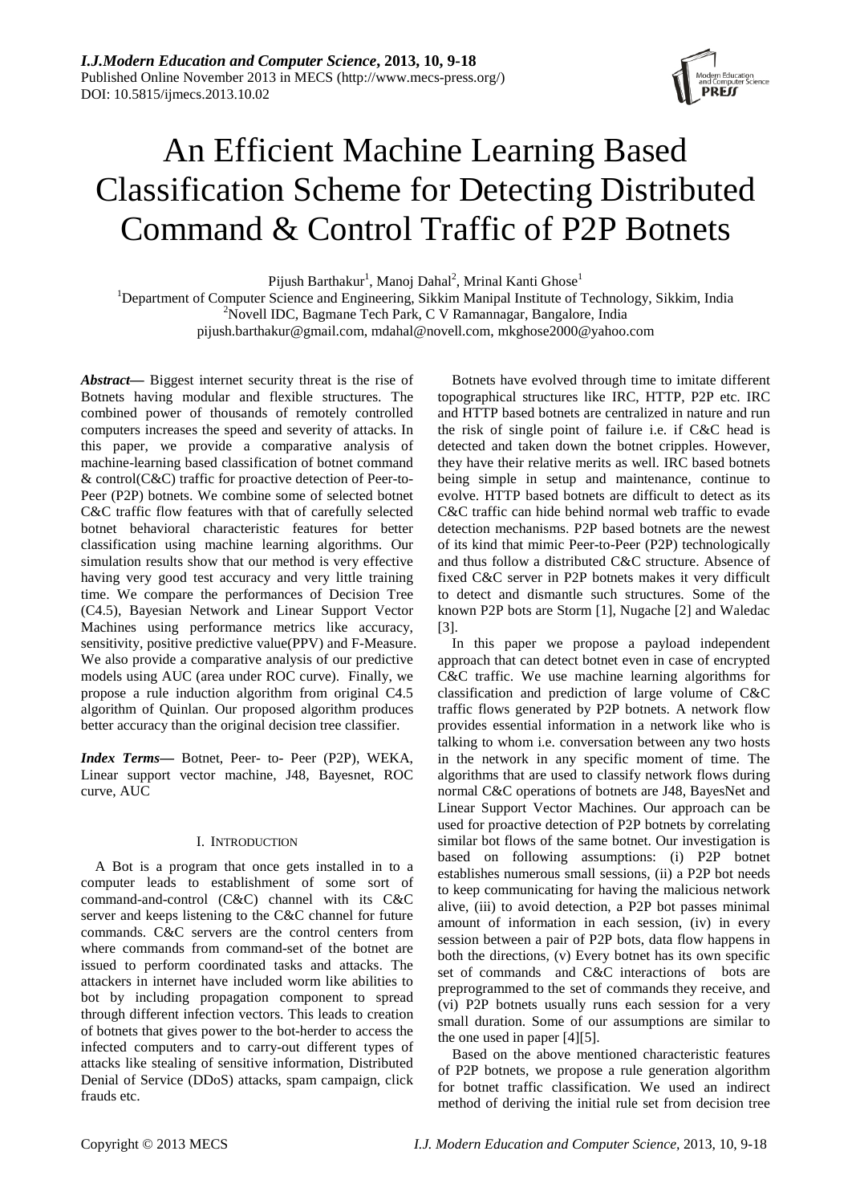# An Efficient Machine Learning Based Classification Scheme for Detecting Distributed Command & Control Traffic of P2P Botnets

Pijush Barthakur[1], Manoj Dahal[2], Mrinal Kanti Ghose[1]

[1]Department of Computer Science and Engineering, Sikkim Manipal Institute of Technology, Sikkim, India

[2]Novell IDC, Bagmane Tech Park, C V Ramannagar, Bangalore, India

pijush.barthakur@gmail.com, mdahal@novell.com, mkghose2000@yahoo.com

***Abstract*****—** Biggest internet security threat is the rise of Botnets having modular and flexible structures. The combined power of thousands of remotely controlled computers increases the speed and severity of attacks. In this paper, we provide a comparative analysis of machine-learning based classification of botnet command & control(C&C) traffic for proactive detection of Peer-to-Peer (P2P) botnets. We combine some of selected botnet C&C traffic flow features with that of carefully selected botnet behavioral characteristic features for better classification using machine learning algorithms. Our simulation results show that our method is very effective having very good test accuracy and very little training time. We compare the performances of Decision Tree (C4.5), Bayesian Network and Linear Support Vector Machines using performance metrics like accuracy, sensitivity, positive predictive value(PPV) and F-Measure. We also provide a comparative analysis of our predictive models using AUC (area under ROC curve). Finally, we propose a rule induction algorithm from original C4.5 algorithm of Quinlan. Our proposed algorithm produces better accuracy than the original decision tree classifier.

***Index Terms*****—** Botnet, Peer- to- Peer (P2P), WEKA, Linear support vector machine, J48, Bayesnet, ROC curve, AUC

## I. Introduction

A Bot is a program that once gets installed in to a computer leads to establishment of some sort of command-and-control (C&C) channel with its C&C server and keeps listening to the C&C channel for future commands. C&C servers are the control centers from where commands from command-set of the botnet are issued to perform coordinated tasks and attacks. The attackers in internet have included worm like abilities to bot by including propagation component to spread through different infection vectors. This leads to creation of botnets that gives power to the bot-herder to access the infected computers and to carry-out different types of attacks like stealing of sensitive information, Distributed Denial of Service (DDoS) attacks, spam campaign, click frauds etc.

Botnets have evolved through time to imitate different topographical structures like IRC, HTTP, P2P etc. IRC and HTTP based botnets are centralized in nature and run the risk of single point of failure i.e. if C&C head is detected and taken down the botnet cripples. However, they have their relative merits as well. IRC based botnets being simple in setup and maintenance, continue to evolve. HTTP based botnets are difficult to detect as its C&C traffic can hide behind normal web traffic to evade detection mechanisms. P2P based botnets are the newest of its kind that mimic Peer-to-Peer (P2P) technologically and thus follow a distributed C&C structure. Absence of fixed C&C server in P2P botnets makes it very difficult to detect and dismantle such structures. Some of the known P2P bots are Storm [1], Nugache [2] and Waledac [3].

In this paper we propose a payload independent approach that can detect botnet even in case of encrypted C&C traffic. We use machine learning algorithms for classification and prediction of large volume of C&C traffic flows generated by P2P botnets. A network flow provides essential information in a network like who is talking to whom i.e. conversation between any two hosts in the network in any specific moment of time. The algorithms that are used to classify network flows during normal C&C operations of botnets are J48, BayesNet and Linear Support Vector Machines. Our approach can be used for proactive detection of P2P botnets by correlating similar bot flows of the same botnet. Our investigation is based on following assumptions: (i) P2P botnet establishes numerous small sessions, (ii) a P2P bot needs to keep communicating for having the malicious network alive, (iii) to avoid detection, a P2P bot passes minimal amount of information in each session, (iv) in every session between a pair of P2P bots, data flow happens in both the directions, (v) Every botnet has its own specific set of commands and C&C interactions of bots are preprogrammed to the set of commands they receive, and (vi) P2P botnets usually runs each session for a very small duration. Some of our assumptions are similar to the one used in paper [4][5].

Based on the above mentioned characteristic features of P2P botnets, we propose a rule generation algorithm for botnet traffic classification. We used an indirect method of deriving the initial rule set from decision tree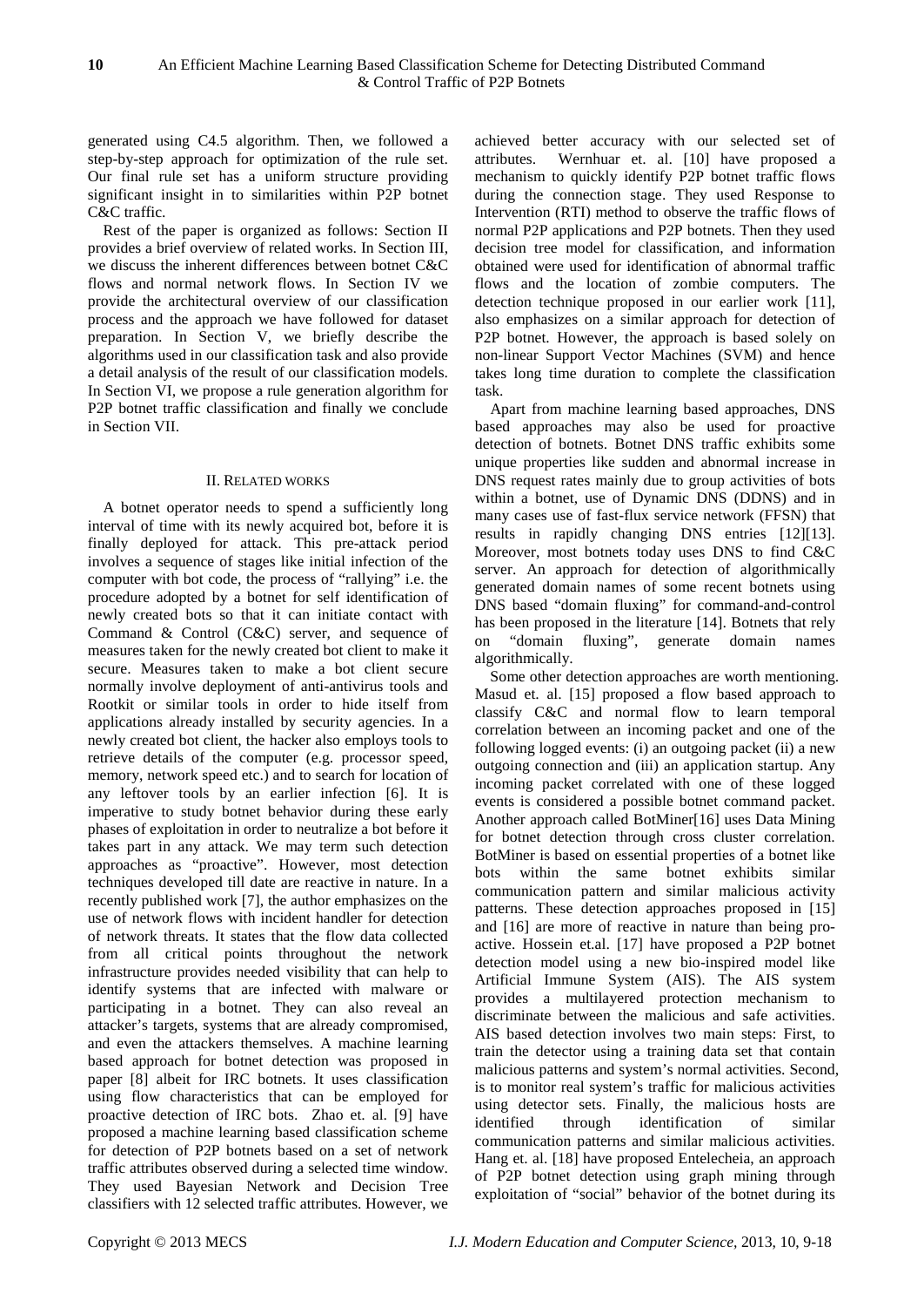generated using C4.5 algorithm. Then, we followed a step-by-step approach for optimization of the rule set. Our final rule set has a uniform structure providing significant insight in to similarities within P2P botnet C&C traffic.

Rest of the paper is organized as follows: Section II provides a brief overview of related works. In Section III, we discuss the inherent differences between botnet C&C flows and normal network flows. In Section IV we provide the architectural overview of our classification process and the approach we have followed for dataset preparation. In Section V, we briefly describe the algorithms used in our classification task and also provide a detail analysis of the result of our classification models. In Section VI, we propose a rule generation algorithm for P2P botnet traffic classification and finally we conclude in Section VII.

## II. RELATED WORKS

A botnet operator needs to spend a sufficiently long interval of time with its newly acquired bot, before it is finally deployed for attack. This pre-attack period involves a sequence of stages like initial infection of the computer with bot code, the process of "rallying" i.e. the procedure adopted by a botnet for self identification of newly created bots so that it can initiate contact with Command & Control (C&C) server, and sequence of measures taken for the newly created bot client to make it secure. Measures taken to make a bot client secure normally involve deployment of anti-antivirus tools and Rootkit or similar tools in order to hide itself from applications already installed by security agencies. In a newly created bot client, the hacker also employs tools to retrieve details of the computer (e.g. processor speed, memory, network speed etc.) and to search for location of any leftover tools by an earlier infection [6]. It is imperative to study botnet behavior during these early phases of exploitation in order to neutralize a bot before it takes part in any attack. We may term such detection approaches as "proactive". However, most detection techniques developed till date are reactive in nature. In a recently published work [7], the author emphasizes on the use of network flows with incident handler for detection of network threats. It states that the flow data collected from all critical points throughout the network infrastructure provides needed visibility that can help to identify systems that are infected with malware or participating in a botnet. They can also reveal an attacker's targets, systems that are already compromised, and even the attackers themselves. A machine learning based approach for botnet detection was proposed in paper [8] albeit for IRC botnets. It uses classification using flow characteristics that can be employed for proactive detection of IRC bots. Zhao et. al. [9] have proposed a machine learning based classification scheme for detection of P2P botnets based on a set of network traffic attributes observed during a selected time window. They used Bayesian Network and Decision Tree classifiers with 12 selected traffic attributes. However, we achieved better accuracy with our selected set of attributes. Wernhuar et. al. [10] have proposed a mechanism to quickly identify P2P botnet traffic flows during the connection stage. They used Response to Intervention (RTI) method to observe the traffic flows of normal P2P applications and P2P botnets. Then they used decision tree model for classification, and information obtained were used for identification of abnormal traffic flows and the location of zombie computers. The detection technique proposed in our earlier work [11], also emphasizes on a similar approach for detection of P2P botnet. However, the approach is based solely on non-linear Support Vector Machines (SVM) and hence takes long time duration to complete the classification task.

Apart from machine learning based approaches, DNS based approaches may also be used for proactive detection of botnets. Botnet DNS traffic exhibits some unique properties like sudden and abnormal increase in DNS request rates mainly due to group activities of bots within a botnet, use of Dynamic DNS (DDNS) and in many cases use of fast-flux service network (FFSN) that results in rapidly changing DNS entries [12][13]. Moreover, most botnets today uses DNS to find C&C server. An approach for detection of algorithmically generated domain names of some recent botnets using DNS based "domain fluxing" for command-and-control has been proposed in the literature [14]. Botnets that rely on "domain fluxing", generate domain names algorithmically.

Some other detection approaches are worth mentioning. Masud et. al. [15] proposed a flow based approach to classify C&C and normal flow to learn temporal correlation between an incoming packet and one of the following logged events: (i) an outgoing packet (ii) a new outgoing connection and (iii) an application startup. Any incoming packet correlated with one of these logged events is considered a possible botnet command packet. Another approach called BotMiner[16] uses Data Mining for botnet detection through cross cluster correlation. BotMiner is based on essential properties of a botnet like bots within the same botnet exhibits similar communication pattern and similar malicious activity patterns. These detection approaches proposed in [15] and [16] are more of reactive in nature than being pro-active. Hossein et.al. [17] have proposed a P2P botnet detection model using a new bio-inspired model like Artificial Immune System (AIS). The AIS system provides a multilayered protection mechanism to discriminate between the malicious and safe activities. AIS based detection involves two main steps: First, to train the detector using a training data set that contain malicious patterns and system's normal activities. Second, is to monitor real system's traffic for malicious activities using detector sets. Finally, the malicious hosts are identified through identification of similar communication patterns and similar malicious activities. Hang et. al. [18] have proposed Entelecheia, an approach of P2P botnet detection using graph mining through exploitation of "social" behavior of the botnet during its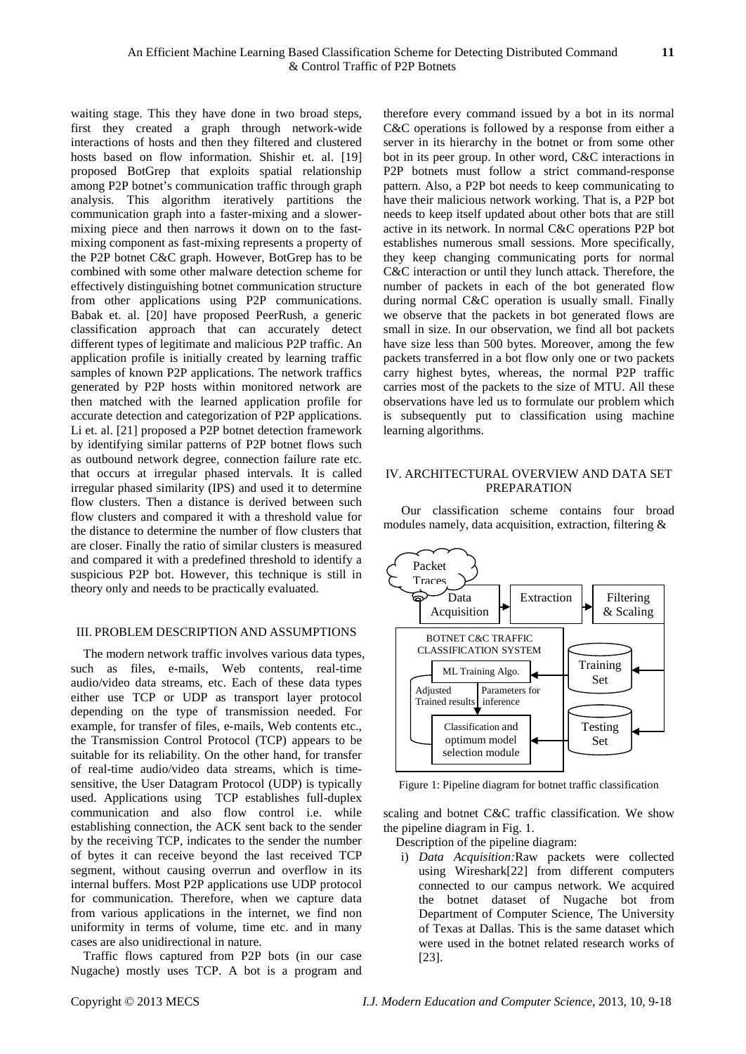waiting stage. This they have done in two broad steps, first they created a graph through network-wide interactions of hosts and then they filtered and clustered hosts based on flow information. Shishir et. al. [19] proposed BotGrep that exploits spatial relationship among P2P botnet's communication traffic through graph analysis. This algorithm iteratively partitions the communication graph into a faster-mixing and a slower-mixing piece and then narrows it down on to the fast-mixing component as fast-mixing represents a property of the P2P botnet C&C graph. However, BotGrep has to be combined with some other malware detection scheme for effectively distinguishing botnet communication structure from other applications using P2P communications. Babak et. al. [20] have proposed PeerRush, a generic classification approach that can accurately detect different types of legitimate and malicious P2P traffic. An application profile is initially created by learning traffic samples of known P2P applications. The network traffics generated by P2P hosts within monitored network are then matched with the learned application profile for accurate detection and categorization of P2P applications. Li et. al. [21] proposed a P2P botnet detection framework by identifying similar patterns of P2P botnet flows such as outbound network degree, connection failure rate etc. that occurs at irregular phased intervals. It is called irregular phased similarity (IPS) and used it to determine flow clusters. Then a distance is derived between such flow clusters and compared it with a threshold value for the distance to determine the number of flow clusters that are closer. Finally the ratio of similar clusters is measured and compared it with a predefined threshold to identify a suspicious P2P bot. However, this technique is still in theory only and needs to be practically evaluated.

## III. PROBLEM DESCRIPTION AND ASSUMPTIONS

The modern network traffic involves various data types, such as files, e-mails, Web contents, real-time audio/video data streams, etc. Each of these data types either use TCP or UDP as transport layer protocol depending on the type of transmission needed. For example, for transfer of files, e-mails, Web contents etc., the Transmission Control Protocol (TCP) appears to be suitable for its reliability. On the other hand, for transfer of real-time audio/video data streams, which is time-sensitive, the User Datagram Protocol (UDP) is typically used. Applications using TCP establishes full-duplex communication and also flow control i.e. while establishing connection, the ACK sent back to the sender by the receiving TCP, indicates to the sender the number of bytes it can receive beyond the last received TCP segment, without causing overrun and overflow in its internal buffers. Most P2P applications use UDP protocol for communication. Therefore, when we capture data from various applications in the internet, we find non uniformity in terms of volume, time etc. and in many cases are also unidirectional in nature.

Traffic flows captured from P2P bots (in our case Nugache) mostly uses TCP. A bot is a program and therefore every command issued by a bot in its normal C&C operations is followed by a response from either a server in its hierarchy in the botnet or from some other bot in its peer group. In other word, C&C interactions in P2P botnets must follow a strict command-response pattern. Also, a P2P bot needs to keep communicating to have their malicious network working. That is, a P2P bot needs to keep itself updated about other bots that are still active in its network. In normal C&C operations P2P bot establishes numerous small sessions. More specifically, they keep changing communicating ports for normal C&C interaction or until they lunch attack. Therefore, the number of packets in each of the bot generated flow during normal C&C operation is usually small. Finally we observe that the packets in bot generated flows are small in size. In our observation, we find all bot packets have size less than 500 bytes. Moreover, among the few packets transferred in a bot flow only one or two packets carry highest bytes, whereas, the normal P2P traffic carries most of the packets to the size of MTU. All these observations have led us to formulate our problem which is subsequently put to classification using machine learning algorithms.

## IV. ARCHITECTURAL OVERVIEW AND DATA SET PREPARATION

Our classification scheme contains four broad modules namely, data acquisition, extraction, filtering & scaling and botnet C&C traffic classification. We show the pipeline diagram in Fig. 1.

Packet Traces → Data Acquisition → Extraction → Filtering & Scaling → Training Set / Testing Set

BOTNET C&C TRAFFIC CLASSIFICATION SYSTEM: ML Training Algo. — Parameters for inference / Adjusted Trained results — Classification and optimum model selection module

Figure 1: Pipeline diagram for botnet traffic classification

Description of the pipeline diagram:

i) *Data Acquisition:* Raw packets were collected using Wireshark[22] from different computers connected to our campus network. We acquired the botnet dataset of Nugache bot from Department of Computer Science, The University of Texas at Dallas. This is the same dataset which were used in the botnet related research works of [23].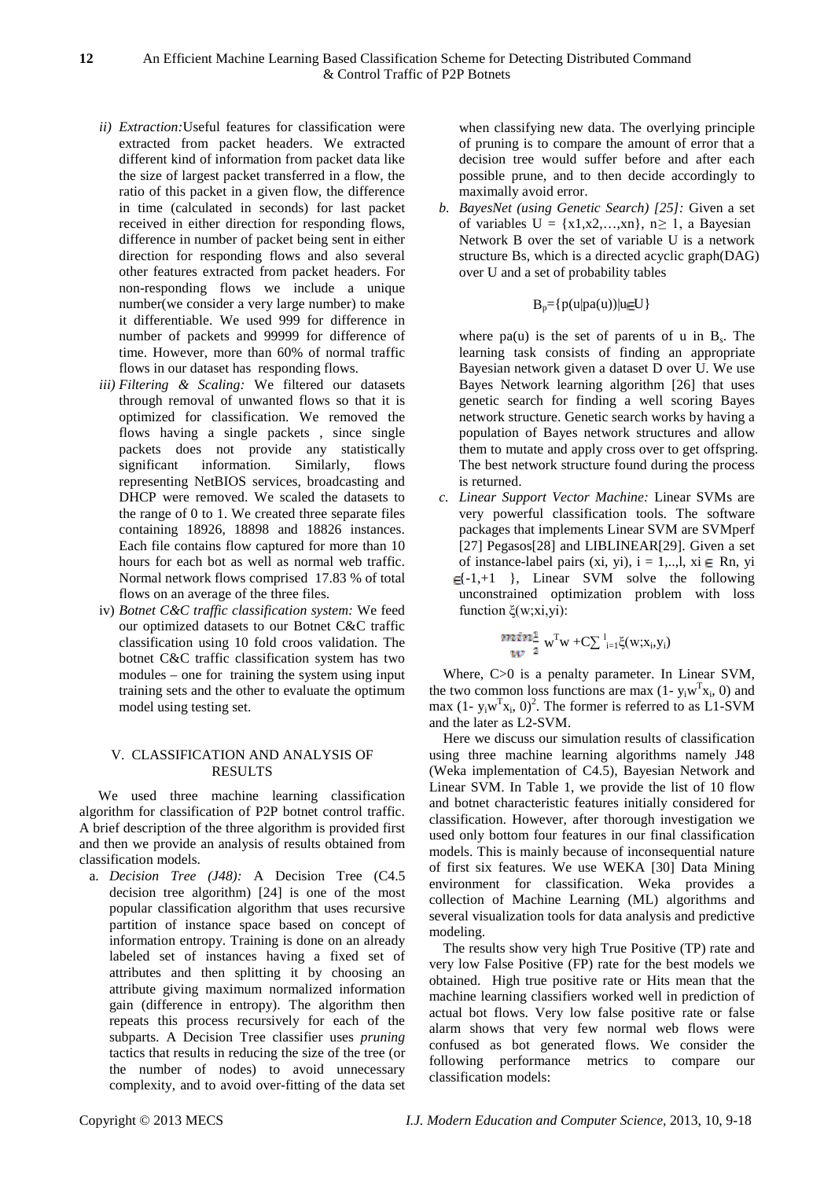ii) *Extraction:* Useful features for classification were extracted from packet headers. We extracted different kind of information from packet data like the size of largest packet transferred in a flow, the ratio of this packet in a given flow, the difference in time (calculated in seconds) for last packet received in either direction for responding flows, difference in number of packet being sent in either direction for responding flows and also several other features extracted from packet headers. For non-responding flows we include a unique number(we consider a very large number) to make it differentiable. We used 999 for difference in number of packets and 99999 for difference of time. However, more than 60% of normal traffic flows in our dataset has responding flows.

iii) *Filtering & Scaling:* We filtered our datasets through removal of unwanted flows so that it is optimized for classification. We removed the flows having a single packets , since single packets does not provide any statistically significant information. Similarly, flows representing NetBIOS services, broadcasting and DHCP were removed. We scaled the datasets to the range of 0 to 1. We created three separate files containing 18926, 18898 and 18826 instances. Each file contains flow captured for more than 10 hours for each bot as well as normal web traffic. Normal network flows comprised 17.83 % of total flows on an average of the three files.

iv) *Botnet C&C traffic classification system:* We feed our optimized datasets to our Botnet C&C traffic classification using 10 fold croos validation. The botnet C&C traffic classification system has two modules – one for training the system using input training sets and the other to evaluate the optimum model using testing set.

## V. CLASSIFICATION AND ANALYSIS OF RESULTS

We used three machine learning classification algorithm for classification of P2P botnet control traffic. A brief description of the three algorithm is provided first and then we provide an analysis of results obtained from classification models.

a. *Decision Tree (J48):* A Decision Tree (C4.5 decision tree algorithm) [24] is one of the most popular classification algorithm that uses recursive partition of instance space based on concept of information entropy. Training is done on an already labeled set of instances having a fixed set of attributes and then splitting it by choosing an attribute giving maximum normalized information gain (difference in entropy). The algorithm then repeats this process recursively for each of the subparts. A Decision Tree classifier uses *pruning* tactics that results in reducing the size of the tree (or the number of nodes) to avoid unnecessary complexity, and to avoid over-fitting of the data set when classifying new data. The overlying principle of pruning is to compare the amount of error that a decision tree would suffer before and after each possible prune, and to then decide accordingly to maximally avoid error.

b. *BayesNet (using Genetic Search) [25]:* Given a set of variables $U = \{x1,x2,\ldots,xn\}$, $n \geq 1$, a Bayesian Network B over the set of variable U is a network structure Bs, which is a directed acyclic graph(DAG) over U and a set of probability tables

$$B_p=\{p(u|pa(u))|u \in U\}$$

where pa(u) is the set of parents of u in $B_s$. The learning task consists of finding an appropriate Bayesian network given a dataset D over U. We use Bayes Network learning algorithm [26] that uses genetic search for finding a well scoring Bayes network structure. Genetic search works by having a population of Bayes network structures and allow them to mutate and apply cross over to get offspring. The best network structure found during the process is returned.

c. *Linear Support Vector Machine:* Linear SVMs are very powerful classification tools. The software packages that implements Linear SVM are SVMperf [27] Pegasos[28] and LIBLINEAR[29]. Given a set of instance-label pairs (xi, yi), i = 1,..,l, $xi \in$ Rn, $yi \in \{-1,+1\}$, Linear SVM solve the following unconstrained optimization problem with loss function $\xi(w;xi,yi)$:

$$\min_{w} \frac{1}{2} w^T w + C\sum_{i=1}^{l}\xi(w;x_i,y_i)$$

Where, C>0 is a penalty parameter. In Linear SVM, the two common loss functions are $\max(1- y_i w^T x_i, 0)$ and $\max(1- y_i w^T x_i, 0)^2$. The former is referred to as L1-SVM and the later as L2-SVM.

Here we discuss our simulation results of classification using three machine learning algorithms namely J48 (Weka implementation of C4.5), Bayesian Network and Linear SVM. In Table 1, we provide the list of 10 flow and botnet characteristic features initially considered for classification. However, after thorough investigation we used only bottom four features in our final classification models. This is mainly because of inconsequential nature of first six features. We use WEKA [30] Data Mining environment for classification. Weka provides a collection of Machine Learning (ML) algorithms and several visualization tools for data analysis and predictive modeling.

The results show very high True Positive (TP) rate and very low False Positive (FP) rate for the best models we obtained. High true positive rate or Hits mean that the machine learning classifiers worked well in prediction of actual bot flows. Very low false positive rate or false alarm shows that very few normal web flows were confused as bot generated flows. We consider the following performance metrics to compare our classification models: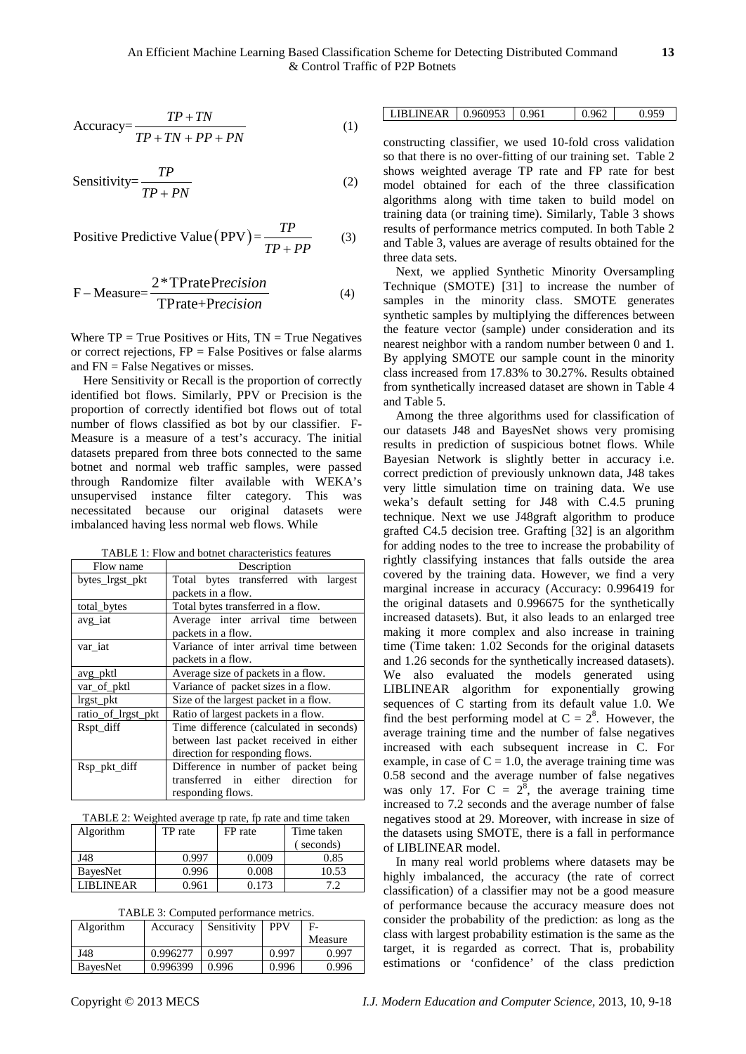$$\text{Accuracy}=\frac{TP+TN}{TP+TN+PP+PN} \quad (1)$$

$$\text{Sensitivity}=\frac{TP}{TP+PN} \quad (2)$$

$$\text{Positive Predictive Value}\left(\text{PPV}\right)=\frac{TP}{TP+PP} \quad (3)$$

$$\text{F}-\text{Measure}=\frac{2*\text{TPratePrecision}}{\text{TPrate+Precision}} \quad (4)$$

Where TP = True Positives or Hits, TN = True Negatives or correct rejections, FP = False Positives or false alarms and FN = False Negatives or misses.

Here Sensitivity or Recall is the proportion of correctly identified bot flows. Similarly, PPV or Precision is the proportion of correctly identified bot flows out of total number of flows classified as bot by our classifier. F-Measure is a measure of a test's accuracy. The initial datasets prepared from three bots connected to the same botnet and normal web traffic samples, were passed through Randomize filter available with WEKA's unsupervised instance filter category. This was necessitated because our original datasets were imbalanced having less normal web flows. While constructing classifier, we used 10-fold cross validation so that there is no over-fitting of our training set. Table 2 shows weighted average TP rate and FP rate for best model obtained for each of the three classification algorithms along with time taken to build model on training data (or training time). Similarly, Table 3 shows results of performance metrics computed. In both Table 2 and Table 3, values are average of results obtained for the three data sets.

TABLE 1: Flow and botnet characteristics features

| Flow name | Description |
|---|---|
| bytes_lrgst_pkt | Total bytes transferred with largest packets in a flow. |
| total_bytes | Total bytes transferred in a flow. |
| avg_iat | Average inter arrival time between packets in a flow. |
| var_iat | Variance of inter arrival time between packets in a flow. |
| avg_pktl | Average size of packets in a flow. |
| var_of_pktl | Variance of packet sizes in a flow. |
| lrgst_pkt | Size of the largest packet in a flow. |
| ratio_of_lrgst_pkt | Ratio of largest packets in a flow. |
| Rspt_diff | Time difference (calculated in seconds) between last packet received in either direction for responding flows. |
| Rsp_pkt_diff | Difference in number of packet being transferred in either direction for responding flows. |

TABLE 2: Weighted average tp rate, fp rate and time taken

| Algorithm | TP rate | FP rate | Time taken ( seconds) |
|---|---|---|---|
| J48 | 0.997 | 0.009 | 0.85 |
| BayesNet | 0.996 | 0.008 | 10.53 |
| LIBLINEAR | 0.961 | 0.173 | 7.2 |

TABLE 3: Computed performance metrics.

| Algorithm | Accuracy | Sensitivity | PPV | F-Measure |
|---|---|---|---|---|
| J48 | 0.996277 | 0.997 | 0.997 | 0.997 |
| BayesNet | 0.996399 | 0.996 | 0.996 | 0.996 |
| LIBLINEAR | 0.960953 | 0.961 | 0.962 | 0.959 |

Next, we applied Synthetic Minority Oversampling Technique (SMOTE) [31] to increase the number of samples in the minority class. SMOTE generates synthetic samples by multiplying the differences between the feature vector (sample) under consideration and its nearest neighbor with a random number between 0 and 1. By applying SMOTE our sample count in the minority class increased from 17.83% to 30.27%. Results obtained from synthetically increased dataset are shown in Table 4 and Table 5.

Among the three algorithms used for classification of our datasets J48 and BayesNet shows very promising results in prediction of suspicious botnet flows. While Bayesian Network is slightly better in accuracy i.e. correct prediction of previously unknown data, J48 takes very little simulation time on training data. We use weka's default setting for J48 with C.4.5 pruning technique. Next we use J48graft algorithm to produce grafted C4.5 decision tree. Grafting [32] is an algorithm for adding nodes to the tree to increase the probability of rightly classifying instances that falls outside the area covered by the training data. However, we find a very marginal increase in accuracy (Accuracy: 0.996419 for the original datasets and 0.996675 for the synthetically increased datasets). But, it also leads to an enlarged tree making it more complex and also increase in training time (Time taken: 1.02 Seconds for the original datasets and 1.26 seconds for the synthetically increased datasets). We also evaluated the models generated using LIBLINEAR algorithm for exponentially growing sequences of C starting from its default value 1.0. We find the best performing model at $C = 2^8$. However, the average training time and the number of false negatives increased with each subsequent increase in C. For example, in case of $C = 1.0$, the average training time was 0.58 second and the average number of false negatives was only 17. For $C = 2^8$, the average training time increased to 7.2 seconds and the average number of false negatives stood at 29. Moreover, with increase in size of the datasets using SMOTE, there is a fall in performance of LIBLINEAR model.

In many real world problems where datasets may be highly imbalanced, the accuracy (the rate of correct classification) of a classifier may not be a good measure of performance because the accuracy measure does not consider the probability of the prediction: as long as the class with largest probability estimation is the same as the target, it is regarded as correct. That is, probability estimations or 'confidence' of the class prediction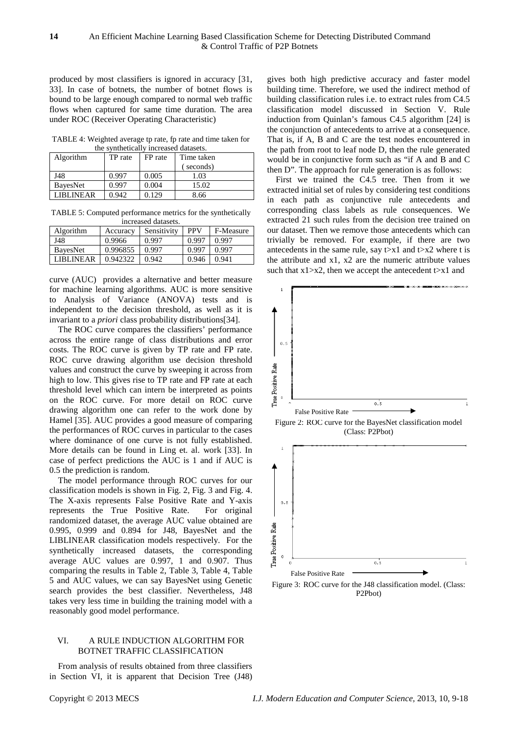produced by most classifiers is ignored in accuracy [31, 33]. In case of botnets, the number of botnet flows is bound to be large enough compared to normal web traffic flows when captured for same time duration. The area under ROC (Receiver Operating Characteristic)

TABLE 4: Weighted average tp rate, fp rate and time taken for the synthetically increased datasets.

| Algorithm | TP rate | FP rate | Time taken ( seconds) |
|---|---|---|---|
| J48 | 0.997 | 0.005 | 1.03 |
| BayesNet | 0.997 | 0.004 | 15.02 |
| LIBLINEAR | 0.942 | 0.129 | 8.66 |

TABLE 5: Computed performance metrics for the synthetically increased datasets.

| Algorithm | Accuracy | Sensitivity | PPV | F-Measure |
|---|---|---|---|---|
| J48 | 0.9966 | 0.997 | 0.997 | 0.997 |
| BayesNet | 0.996855 | 0.997 | 0.997 | 0.997 |
| LIBLINEAR | 0.942322 | 0.942 | 0.946 | 0.941 |

curve (AUC) provides a alternative and better measure for machine learning algorithms. AUC is more sensitive to Analysis of Variance (ANOVA) tests and is independent to the decision threshold, as well as it is invariant to a *priori* class probability distributions[34].

The ROC curve compares the classifiers' performance across the entire range of class distributions and error costs. The ROC curve is given by TP rate and FP rate. ROC curve drawing algorithm use decision threshold values and construct the curve by sweeping it across from high to low. This gives rise to TP rate and FP rate at each threshold level which can intern be interpreted as points on the ROC curve. For more detail on ROC curve drawing algorithm one can refer to the work done by Hamel [35]. AUC provides a good measure of comparing the performances of ROC curves in particular to the cases where dominance of one curve is not fully established. More details can be found in Ling et. al. work [33]. In case of perfect predictions the AUC is 1 and if AUC is 0.5 the prediction is random.

The model performance through ROC curves for our classification models is shown in Fig. 2, Fig. 3 and Fig. 4. The X-axis represents False Positive Rate and Y-axis represents the True Positive Rate. For original randomized dataset, the average AUC value obtained are 0.995, 0.999 and 0.894 for J48, BayesNet and the LIBLINEAR classification models respectively. For the synthetically increased datasets, the corresponding average AUC values are 0.997, 1 and 0.907. Thus comparing the results in Table 2, Table 3, Table 4, Table 5 and AUC values, we can say BayesNet using Genetic search provides the best classifier. Nevertheless, J48 takes very less time in building the training model with a reasonably good model performance.

## VI. A RULE INDUCTION ALGORITHM FOR BOTNET TRAFFIC CLASSIFICATION

From analysis of results obtained from three classifiers in Section VI, it is apparent that Decision Tree (J48) gives both high predictive accuracy and faster model building time. Therefore, we used the indirect method of building classification rules i.e. to extract rules from C4.5 classification model discussed in Section V. Rule induction from Quinlan's famous C4.5 algorithm [24] is the conjunction of antecedents to arrive at a consequence. That is, if A, B and C are the test nodes encountered in the path from root to leaf node D, then the rule generated would be in conjunctive form such as "if A and B and C then D". The approach for rule generation is as follows:

First we trained the C4.5 tree. Then from it we extracted initial set of rules by considering test conditions in each path as conjunctive rule antecedents and corresponding class labels as rule consequences. We extracted 21 such rules from the decision tree trained on our dataset. Then we remove those antecedents which can trivially be removed. For example, if there are two antecedents in the same rule, say $t>x1$ and $t>x2$ where t is the attribute and x1, x2 are the numeric attribute values such that $x1>x2$, then we accept the antecedent $t>x1$ and

Figure 2: ROC curve for the BayesNet classification model (Class: P2Pbot)

Figure 3: ROC curve for the J48 classification model. (Class: P2Pbot)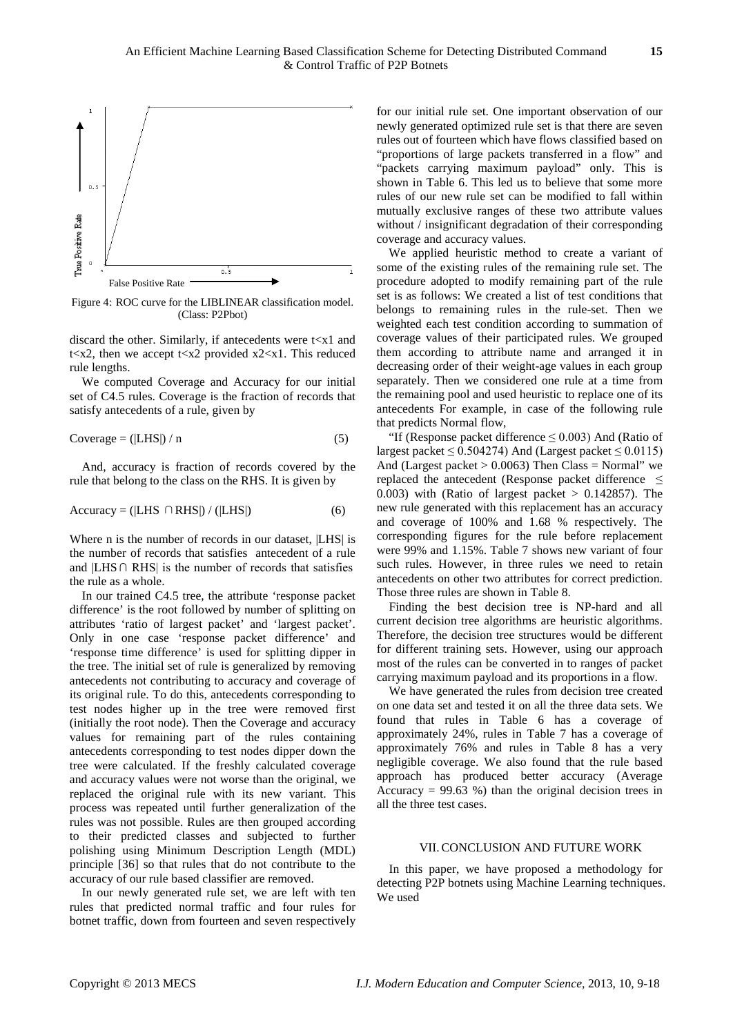1

0.5

True Positive Rate

0

0 0.5 1

False Positive Rate

Figure 4: ROC curve for the LIBLINEAR classification model. (Class: P2Pbot)

discard the other. Similarly, if antecedents were $t<x1$ and $t<x2$, then we accept $t<x2$ provided $x2<x1$. This reduced rule lengths.

We computed Coverage and Accuracy for our initial set of C4.5 rules. Coverage is the fraction of records that satisfy antecedents of a rule, given by

$$\text{Coverage} = (|LHS|) / n \tag{5}$$

And, accuracy is fraction of records covered by the rule that belong to the class on the RHS. It is given by

$$\text{Accuracy} = (|LHS \cap RHS|) / (|LHS|) \tag{6}$$

Where n is the number of records in our dataset, |LHS| is the number of records that satisfies antecedent of a rule and |LHS ∩ RHS| is the number of records that satisfies the rule as a whole.

In our trained C4.5 tree, the attribute 'response packet difference' is the root followed by number of splitting on attributes 'ratio of largest packet' and 'largest packet'. Only in one case 'response packet difference' and 'response time difference' is used for splitting dipper in the tree. The initial set of rule is generalized by removing antecedents not contributing to accuracy and coverage of its original rule. To do this, antecedents corresponding to test nodes higher up in the tree were removed first (initially the root node). Then the Coverage and accuracy values for remaining part of the rules containing antecedents corresponding to test nodes dipper down the tree were calculated. If the freshly calculated coverage and accuracy values were not worse than the original, we replaced the original rule with its new variant. This process was repeated until further generalization of the rules was not possible. Rules are then grouped according to their predicted classes and subjected to further polishing using Minimum Description Length (MDL) principle [36] so that rules that do not contribute to the accuracy of our rule based classifier are removed.

In our newly generated rule set, we are left with ten rules that predicted normal traffic and four rules for botnet traffic, down from fourteen and seven respectively for our initial rule set. One important observation of our newly generated optimized rule set is that there are seven rules out of fourteen which have flows classified based on "proportions of large packets transferred in a flow" and "packets carrying maximum payload" only. This is shown in Table 6. This led us to believe that some more rules of our new rule set can be modified to fall within mutually exclusive ranges of these two attribute values without / insignificant degradation of their corresponding coverage and accuracy values.

We applied heuristic method to create a variant of some of the existing rules of the remaining rule set. The procedure adopted to modify remaining part of the rule set is as follows: We created a list of test conditions that belongs to remaining rules in the rule-set. Then we weighted each test condition according to summation of coverage values of their participated rules. We grouped them according to attribute name and arranged it in decreasing order of their weight-age values in each group separately. Then we considered one rule at a time from the remaining pool and used heuristic to replace one of its antecedents For example, in case of the following rule that predicts Normal flow,

"If (Response packet difference ≤ 0.003) And (Ratio of largest packet ≤ 0.504274) And (Largest packet ≤ 0.0115) And (Largest packet > 0.0063) Then Class = Normal" we replaced the antecedent (Response packet difference ≤ 0.003) with (Ratio of largest packet > 0.142857). The new rule generated with this replacement has an accuracy and coverage of 100% and 1.68 % respectively. The corresponding figures for the rule before replacement were 99% and 1.15%. Table 7 shows new variant of four such rules. However, in three rules we need to retain antecedents on other two attributes for correct prediction. Those three rules are shown in Table 8.

Finding the best decision tree is NP-hard and all current decision tree algorithms are heuristic algorithms. Therefore, the decision tree structures would be different for different training sets. However, using our approach most of the rules can be converted in to ranges of packet carrying maximum payload and its proportions in a flow.

We have generated the rules from decision tree created on one data set and tested it on all the three data sets. We found that rules in Table 6 has a coverage of approximately 24%, rules in Table 7 has a coverage of approximately 76% and rules in Table 8 has a very negligible coverage. We also found that the rule based approach has produced better accuracy (Average Accuracy = 99.63 %) than the original decision trees in all the three test cases.

## VII. CONCLUSION AND FUTURE WORK

In this paper, we have proposed a methodology for detecting P2P botnets using Machine Learning techniques. We used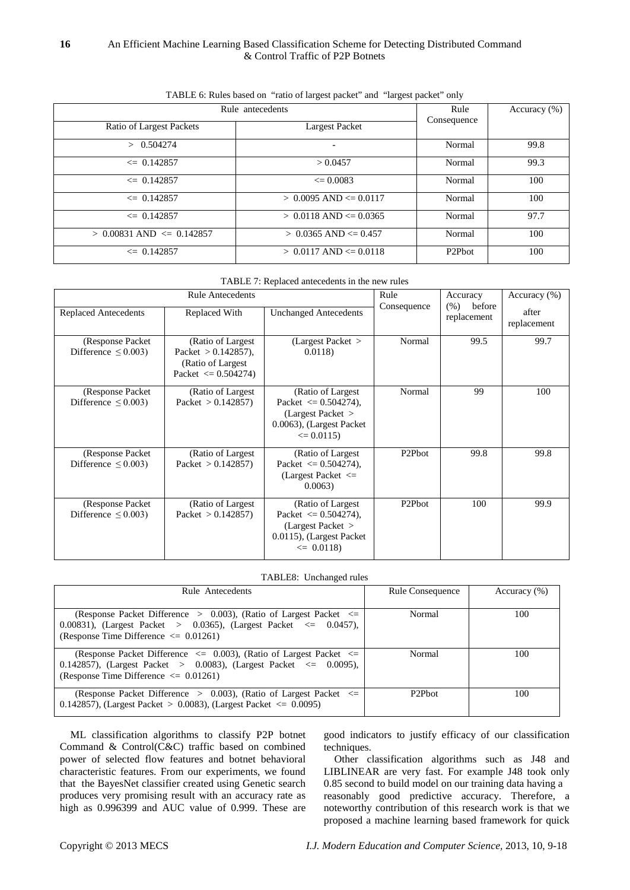TABLE 6: Rules based on "ratio of largest packet" and "largest packet" only

| Rule antecedents | | Rule Consequence | Accuracy (%) |
|---|---|---|---|
| Ratio of Largest Packets | Largest Packet | | |
| > 0.504274 | - | Normal | 99.8 |
| <= 0.142857 | > 0.0457 | Normal | 99.3 |
| <= 0.142857 | <= 0.0083 | Normal | 100 |
| <= 0.142857 | > 0.0095 AND <= 0.0117 | Normal | 100 |
| <= 0.142857 | > 0.0118 AND <= 0.0365 | Normal | 97.7 |
| > 0.00831 AND <= 0.142857 | > 0.0365 AND <= 0.457 | Normal | 100 |
| <= 0.142857 | > 0.0117 AND <= 0.0118 | P2Pbot | 100 |

TABLE 7: Replaced antecedents in the new rules

| Rule Antecedents | | | Rule Consequence | Accuracy (%) before replacement | Accuracy (%) after replacement |
|---|---|---|---|---|---|
| Replaced Antecedents | Replaced With | Unchanged Antecedents | | | |
| (Response Packet Difference ≤ 0.003) | (Ratio of Largest Packet > 0.142857), (Ratio of Largest Packet <= 0.504274) | (Largest Packet > 0.0118) | Normal | 99.5 | 99.7 |
| (Response Packet Difference ≤ 0.003) | (Ratio of Largest Packet > 0.142857) | (Ratio of Largest Packet <= 0.504274), (Largest Packet > 0.0063), (Largest Packet <= 0.0115) | Normal | 99 | 100 |
| (Response Packet Difference ≤ 0.003) | (Ratio of Largest Packet > 0.142857) | (Ratio of Largest Packet <= 0.504274), (Largest Packet <= 0.0063) | P2Pbot | 99.8 | 99.8 |
| (Response Packet Difference ≤ 0.003) | (Ratio of Largest Packet > 0.142857) | (Ratio of Largest Packet <= 0.504274), (Largest Packet > 0.0115), (Largest Packet <= 0.0118) | P2Pbot | 100 | 99.9 |

TABLE8: Unchanged rules

| Rule Antecedents | Rule Consequence | Accuracy (%) |
|---|---|---|
| (Response Packet Difference > 0.003), (Ratio of Largest Packet <= 0.00831), (Largest Packet > 0.0365), (Largest Packet <= 0.0457), (Response Time Difference <= 0.01261) | Normal | 100 |
| (Response Packet Difference <= 0.003), (Ratio of Largest Packet <= 0.142857), (Largest Packet > 0.0083), (Largest Packet <= 0.0095), (Response Time Difference <= 0.01261) | Normal | 100 |
| (Response Packet Difference > 0.003), (Ratio of Largest Packet <= 0.142857), (Largest Packet > 0.0083), (Largest Packet <= 0.0095) | P2Pbot | 100 |

ML classification algorithms to classify P2P botnet Command & Control(C&C) traffic based on combined power of selected flow features and botnet behavioral characteristic features. From our experiments, we found that the BayesNet classifier created using Genetic search produces very promising result with an accuracy rate as high as 0.996399 and AUC value of 0.999. These are good indicators to justify efficacy of our classification techniques.

Other classification algorithms such as J48 and LIBLINEAR are very fast. For example J48 took only 0.85 second to build model on our training data having a reasonably good predictive accuracy. Therefore, a noteworthy contribution of this research work is that we proposed a machine learning based framework for quick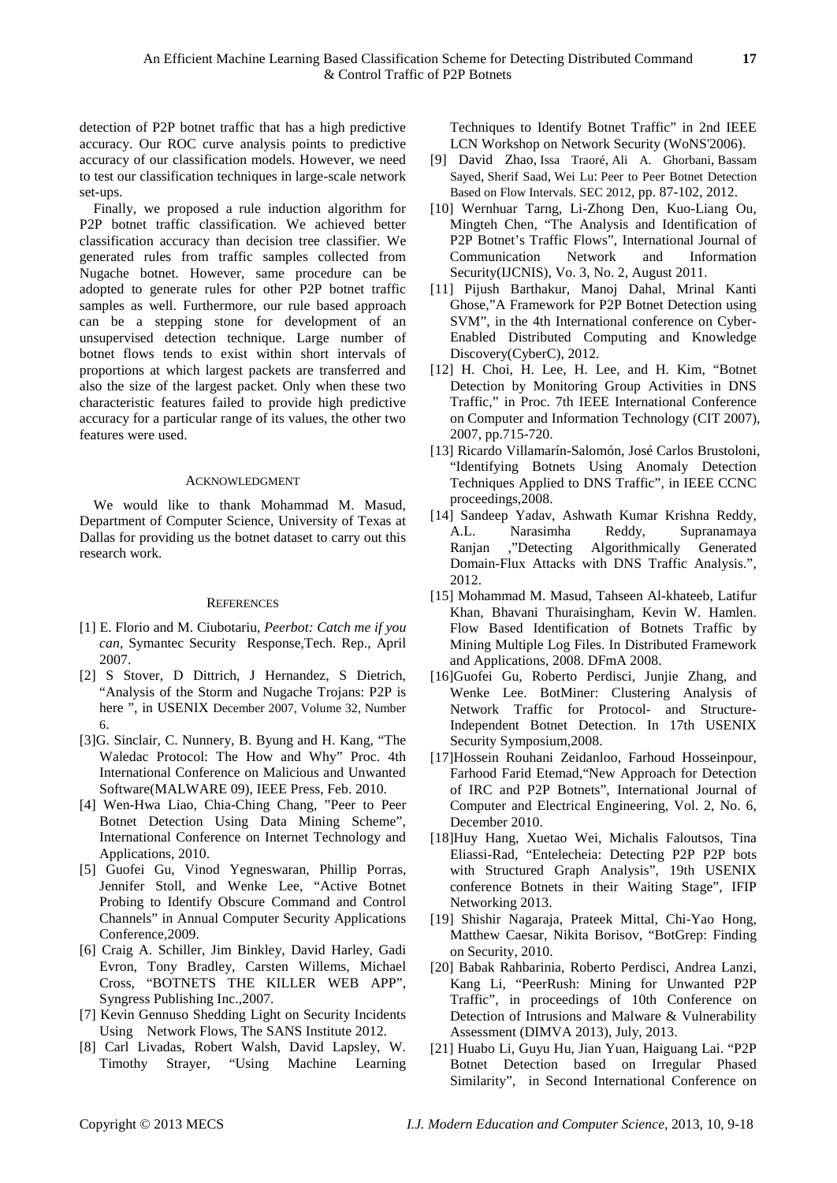detection of P2P botnet traffic that has a high predictive accuracy. Our ROC curve analysis points to predictive accuracy of our classification models. However, we need to test our classification techniques in large-scale network set-ups.

Finally, we proposed a rule induction algorithm for P2P botnet traffic classification. We achieved better classification accuracy than decision tree classifier. We generated rules from traffic samples collected from Nugache botnet. However, same procedure can be adopted to generate rules for other P2P botnet traffic samples as well. Furthermore, our rule based approach can be a stepping stone for development of an unsupervised detection technique. Large number of botnet flows tends to exist within short intervals of proportions at which largest packets are transferred and also the size of the largest packet. Only when these two characteristic features failed to provide high predictive accuracy for a particular range of its values, the other two features were used.

## ACKNOWLEDGMENT

We would like to thank Mohammad M. Masud, Department of Computer Science, University of Texas at Dallas for providing us the botnet dataset to carry out this research work.

## REFERENCES

[1] E. Florio and M. Ciubotariu, *Peerbot: Catch me if you can*, Symantec Security Response,Tech. Rep., April 2007.

[2] S Stover, D Dittrich, J Hernandez, S Dietrich, "Analysis of the Storm and Nugache Trojans: P2P is here ", in USENIX December 2007, Volume 32, Number 6.

[3]G. Sinclair, C. Nunnery, B. Byung and H. Kang, "The Waledac Protocol: The How and Why" Proc. 4th International Conference on Malicious and Unwanted Software(MALWARE 09), IEEE Press, Feb. 2010.

[4] Wen-Hwa Liao, Chia-Ching Chang, "Peer to Peer Botnet Detection Using Data Mining Scheme", International Conference on Internet Technology and Applications, 2010.

[5] Guofei Gu, Vinod Yegneswaran, Phillip Porras, Jennifer Stoll, and Wenke Lee, "Active Botnet Probing to Identify Obscure Command and Control Channels" in Annual Computer Security Applications Conference,2009.

[6] Craig A. Schiller, Jim Binkley, David Harley, Gadi Evron, Tony Bradley, Carsten Willems, Michael Cross, "BOTNETS THE KILLER WEB APP", Syngress Publishing Inc.,2007.

[7] Kevin Gennuso Shedding Light on Security Incidents Using Network Flows, The SANS Institute 2012.

[8] Carl Livadas, Robert Walsh, David Lapsley, W. Timothy Strayer, "Using Machine Learning Techniques to Identify Botnet Traffic" in 2nd IEEE LCN Workshop on Network Security (WoNS'2006).

[9] David Zhao, Issa Traoré, Ali A. Ghorbani, Bassam Sayed, Sherif Saad, Wei Lu: Peer to Peer Botnet Detection Based on Flow Intervals. SEC 2012, pp. 87-102, 2012.

[10] Wernhuar Tarng, Li-Zhong Den, Kuo-Liang Ou, Mingteh Chen, "The Analysis and Identification of P2P Botnet's Traffic Flows", International Journal of Communication Network and Information Security(IJCNIS), Vo. 3, No. 2, August 2011.

[11] Pijush Barthakur, Manoj Dahal, Mrinal Kanti Ghose,"A Framework for P2P Botnet Detection using SVM", in the 4th International conference on Cyber-Enabled Distributed Computing and Knowledge Discovery(CyberC), 2012.

[12] H. Choi, H. Lee, H. Lee, and H. Kim, "Botnet Detection by Monitoring Group Activities in DNS Traffic," in Proc. 7th IEEE International Conference on Computer and Information Technology (CIT 2007), 2007, pp.715-720.

[13] Ricardo Villamarín-Salomón, José Carlos Brustoloni, "Identifying Botnets Using Anomaly Detection Techniques Applied to DNS Traffic", in IEEE CCNC proceedings,2008.

[14] Sandeep Yadav, Ashwath Kumar Krishna Reddy, A.L. Narasimha Reddy, Supranamaya Ranjan ,"Detecting Algorithmically Generated Domain-Flux Attacks with DNS Traffic Analysis.", 2012.

[15] Mohammad M. Masud, Tahseen Al-khateeb, Latifur Khan, Bhavani Thuraisingham, Kevin W. Hamlen. Flow Based Identification of Botnets Traffic by Mining Multiple Log Files. In Distributed Framework and Applications, 2008. DFmA 2008.

[16]Guofei Gu, Roberto Perdisci, Junjie Zhang, and Wenke Lee. BotMiner: Clustering Analysis of Network Traffic for Protocol- and Structure-Independent Botnet Detection. In 17th USENIX Security Symposium,2008.

[17]Hossein Rouhani Zeidanloo, Farhoud Hosseinpour, Farhood Farid Etemad,"New Approach for Detection of IRC and P2P Botnets", International Journal of Computer and Electrical Engineering, Vol. 2, No. 6, December 2010.

[18]Huy Hang, Xuetao Wei, Michalis Faloutsos, Tina Eliassi-Rad, "Entelecheia: Detecting P2P P2P bots with Structured Graph Analysis", 19th USENIX conference Botnets in their Waiting Stage", IFIP Networking 2013.

[19] Shishir Nagaraja, Prateek Mittal, Chi-Yao Hong, Matthew Caesar, Nikita Borisov, "BotGrep: Finding on Security, 2010.

[20] Babak Rahbarinia, Roberto Perdisci, Andrea Lanzi, Kang Li, "PeerRush: Mining for Unwanted P2P Traffic", in proceedings of 10th Conference on Detection of Intrusions and Malware & Vulnerability Assessment (DIMVA 2013), July, 2013.

[21] Huabo Li, Guyu Hu, Jian Yuan, Haiguang Lai. "P2P Botnet Detection based on Irregular Phased Similarity", in Second International Conference on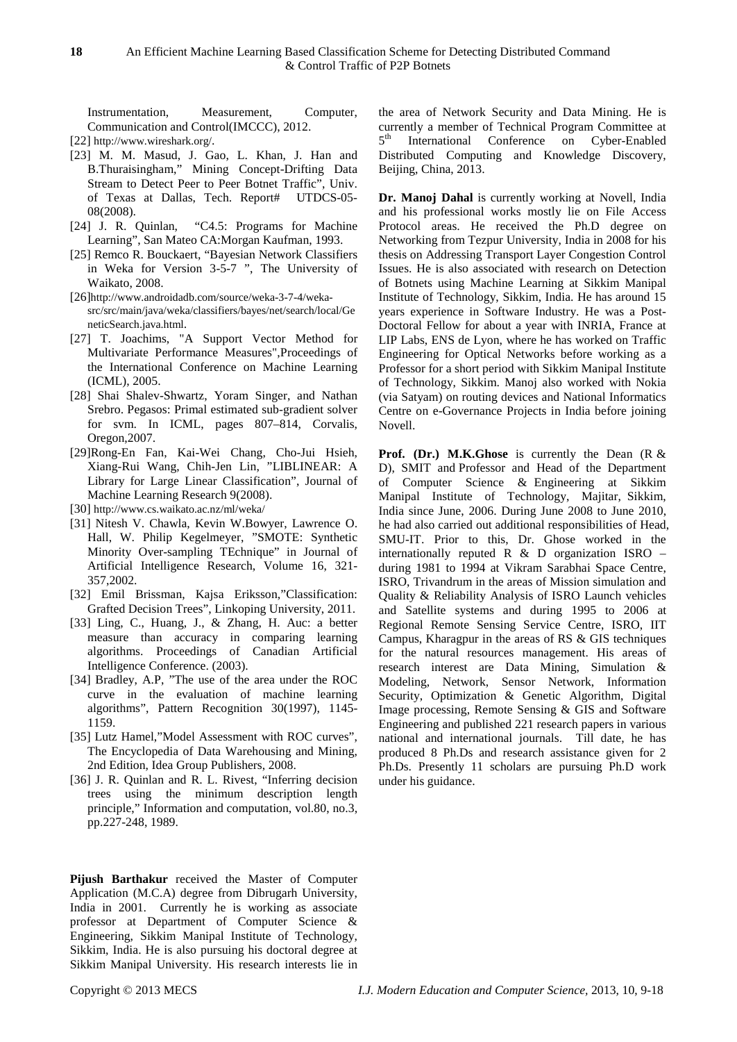Instrumentation, Measurement, Computer, Communication and Control(IMCCC), 2012.

[22] http://www.wireshark.org/.

[23] M. M. Masud, J. Gao, L. Khan, J. Han and B.Thuraisingham," Mining Concept-Drifting Data Stream to Detect Peer to Peer Botnet Traffic", Univ. of Texas at Dallas, Tech. Report# UTDCS-05-08(2008).

[24] J. R. Quinlan, "C4.5: Programs for Machine Learning", San Mateo CA:Morgan Kaufman, 1993.

[25] Remco R. Bouckaert, "Bayesian Network Classifiers in Weka for Version 3-5-7 ", The University of Waikato, 2008.

[26]http://www.androidadb.com/source/weka-3-7-4/weka-src/src/main/java/weka/classifiers/bayes/net/search/local/GeneticSearch.java.html.

[27] T. Joachims, "A Support Vector Method for Multivariate Performance Measures",Proceedings of the International Conference on Machine Learning (ICML), 2005.

[28] Shai Shalev-Shwartz, Yoram Singer, and Nathan Srebro. Pegasos: Primal estimated sub-gradient solver for svm. In ICML, pages 807–814, Corvalis, Oregon,2007.

[29]Rong-En Fan, Kai-Wei Chang, Cho-Jui Hsieh, Xiang-Rui Wang, Chih-Jen Lin, "LIBLINEAR: A Library for Large Linear Classification", Journal of Machine Learning Research 9(2008).

[30] http://www.cs.waikato.ac.nz/ml/weka/

[31] Nitesh V. Chawla, Kevin W.Bowyer, Lawrence O. Hall, W. Philip Kegelmeyer, "SMOTE: Synthetic Minority Over-sampling TEchnique" in Journal of Artificial Intelligence Research, Volume 16, 321-357,2002.

[32] Emil Brissman, Kajsa Eriksson,"Classification: Grafted Decision Trees", Linkoping University, 2011.

[33] Ling, C., Huang, J., & Zhang, H. Auc: a better measure than accuracy in comparing learning algorithms. Proceedings of Canadian Artificial Intelligence Conference. (2003).

[34] Bradley, A.P, "The use of the area under the ROC curve in the evaluation of machine learning algorithms", Pattern Recognition 30(1997), 1145-1159.

[35] Lutz Hamel,"Model Assessment with ROC curves", The Encyclopedia of Data Warehousing and Mining, 2nd Edition, Idea Group Publishers, 2008.

[36] J. R. Quinlan and R. L. Rivest, "Inferring decision trees using the minimum description length principle," Information and computation, vol.80, no.3, pp.227-248, 1989.

**Pijush Barthakur** received the Master of Computer Application (M.C.A) degree from Dibrugarh University, India in 2001. Currently he is working as associate professor at Department of Computer Science & Engineering, Sikkim Manipal Institute of Technology, Sikkim, India. He is also pursuing his doctoral degree at Sikkim Manipal University. His research interests lie in the area of Network Security and Data Mining. He is currently a member of Technical Program Committee at 5th International Conference on Cyber-Enabled Distributed Computing and Knowledge Discovery, Beijing, China, 2013.

**Dr. Manoj Dahal** is currently working at Novell, India and his professional works mostly lie on File Access Protocol areas. He received the Ph.D degree on Networking from Tezpur University, India in 2008 for his thesis on Addressing Transport Layer Congestion Control Issues. He is also associated with research on Detection of Botnets using Machine Learning at Sikkim Manipal Institute of Technology, Sikkim, India. He has around 15 years experience in Software Industry. He was a Post-Doctoral Fellow for about a year with INRIA, France at LIP Labs, ENS de Lyon, where he has worked on Traffic Engineering for Optical Networks before working as a Professor for a short period with Sikkim Manipal Institute of Technology, Sikkim. Manoj also worked with Nokia (via Satyam) on routing devices and National Informatics Centre on e-Governance Projects in India before joining Novell.

**Prof. (Dr.) M.K.Ghose** is currently the Dean (R & D), SMIT and Professor and Head of the Department of Computer Science & Engineering at Sikkim Manipal Institute of Technology, Majitar, Sikkim, India since June, 2006. During June 2008 to June 2010, he had also carried out additional responsibilities of Head, SMU-IT. Prior to this, Dr. Ghose worked in the internationally reputed R & D organization ISRO – during 1981 to 1994 at Vikram Sarabhai Space Centre, ISRO, Trivandrum in the areas of Mission simulation and Quality & Reliability Analysis of ISRO Launch vehicles and Satellite systems and during 1995 to 2006 at Regional Remote Sensing Service Centre, ISRO, IIT Campus, Kharagpur in the areas of RS & GIS techniques for the natural resources management. His areas of research interest are Data Mining, Simulation & Modeling, Network, Sensor Network, Information Security, Optimization & Genetic Algorithm, Digital Image processing, Remote Sensing & GIS and Software Engineering and published 221 research papers in various national and international journals. Till date, he has produced 8 Ph.Ds and research assistance given for 2 Ph.Ds. Presently 11 scholars are pursuing Ph.D work under his guidance.